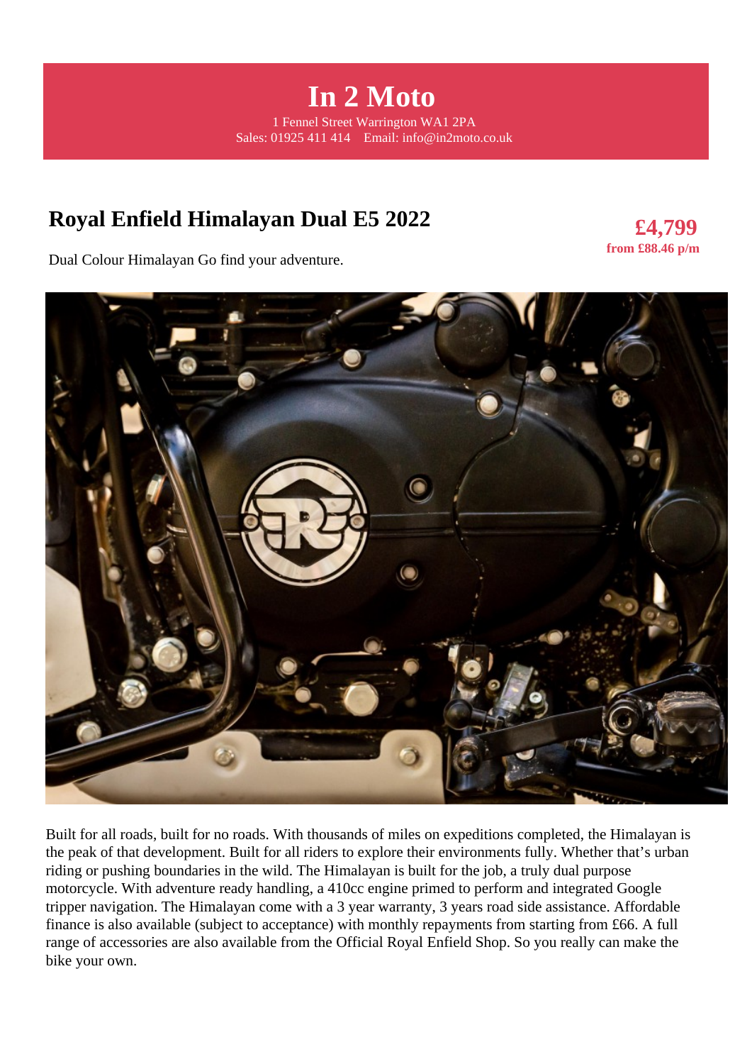# In 2 Moto

1 Fennel Street Warrington WA1 2PA
Sales: 01925 411 414 Email: info@in2moto.co.uk

## Royal Enfield Himalayan Dual E5 2022

**£4,799**
**from £88.46 p/m**

Dual Colour Himalayan Go find your adventure.

Built for all roads, built for no roads. With thousands of miles on expeditions completed, the Himalayan is the peak of that development. Built for all riders to explore their environments fully. Whether that's urban riding or pushing boundaries in the wild. The Himalayan is built for the job, a truly dual purpose motorcycle. With adventure ready handling, a 410cc engine primed to perform and integrated Google tripper navigation. The Himalayan come with a 3 year warranty, 3 years road side assistance. Affordable finance is also available (subject to acceptance) with monthly repayments from starting from £66. A full range of accessories are also available from the Official Royal Enfield Shop. So you really can make the bike your own.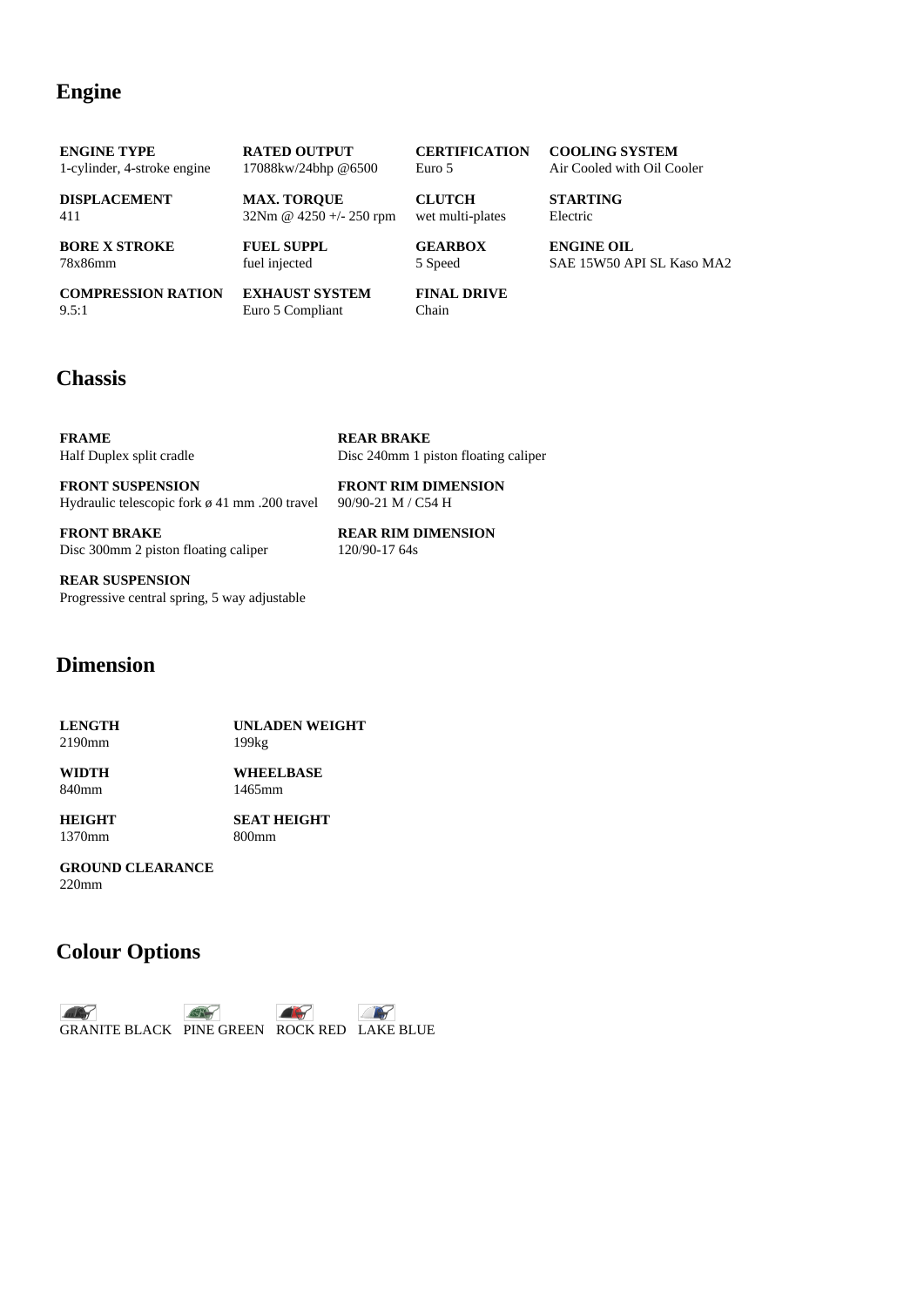## Engine

| ENGINE TYPE | RATED OUTPUT | CERTIFICATION | COOLING SYSTEM |
|---|---|---|---|
| 1-cylinder, 4-stroke engine | 17088kw/24bhp @6500 | Euro 5 | Air Cooled with Oil Cooler |
| **DISPLACEMENT** | **MAX. TORQUE** | **CLUTCH** | **STARTING** |
| 411 | 32Nm @ 4250 +/- 250 rpm | wet multi-plates | Electric |
| **BORE X STROKE** | **FUEL SUPPL** | **GEARBOX** | **ENGINE OIL** |
| 78x86mm | fuel injected | 5 Speed | SAE 15W50 API SL Kaso MA2 |
| **COMPRESSION RATION** | **EXHAUST SYSTEM** | **FINAL DRIVE** | |
| 9.5:1 | Euro 5 Compliant | Chain | |

## Chassis

| FRAME | REAR BRAKE |
|---|---|
| Half Duplex split cradle | Disc 240mm 1 piston floating caliper |
| **FRONT SUSPENSION** | **FRONT RIM DIMENSION** |
| Hydraulic telescopic fork ø 41 mm .200 travel | 90/90-21 M / C54 H |
| **FRONT BRAKE** | **REAR RIM DIMENSION** |
| Disc 300mm 2 piston floating caliper | 120/90-17 64s |
| **REAR SUSPENSION** | |
| Progressive central spring, 5 way adjustable | |

## Dimension

| LENGTH | UNLADEN WEIGHT |
|---|---|
| 2190mm | 199kg |
| **WIDTH** | **WHEELBASE** |
| 840mm | 1465mm |
| **HEIGHT** | **SEAT HEIGHT** |
| 1370mm | 800mm |
| **GROUND CLEARANCE** | |
| 220mm | |

## Colour Options

GRANITE BLACK PINE GREEN ROCK RED LAKE BLUE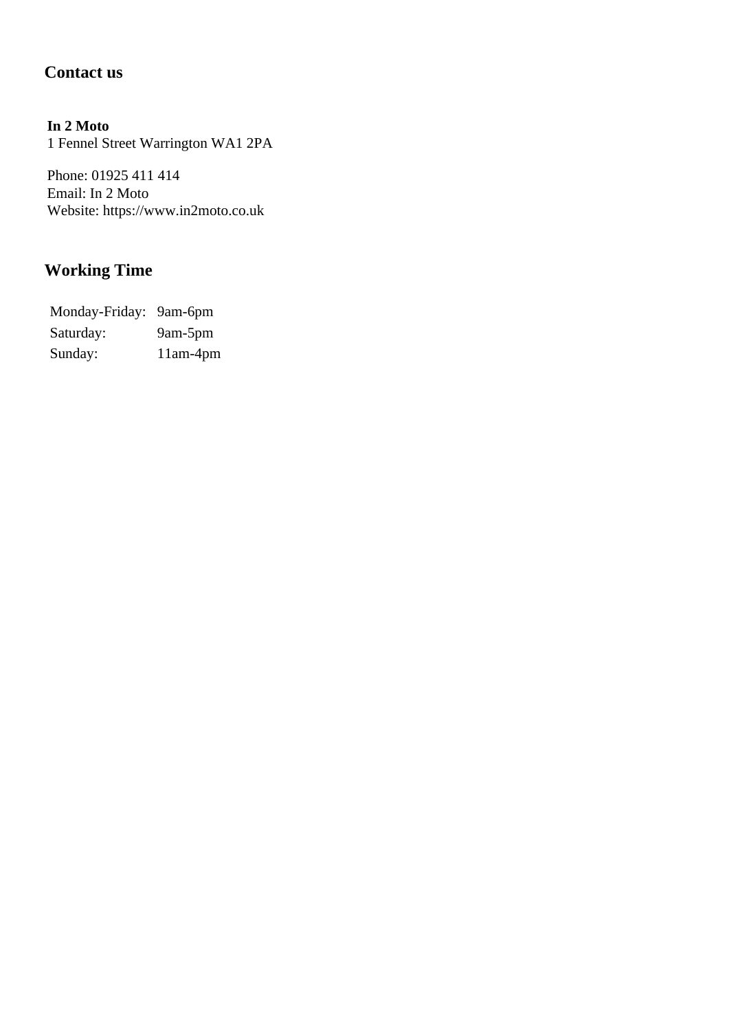## Contact us

**In 2 Moto**
1 Fennel Street Warrington WA1 2PA

Phone: 01925 411 414
Email: In 2 Moto
Website: https://www.in2moto.co.uk

## Working Time

| | |
|---|---|
| Monday-Friday: | 9am-6pm |
| Saturday: | 9am-5pm |
| Sunday: | 11am-4pm |